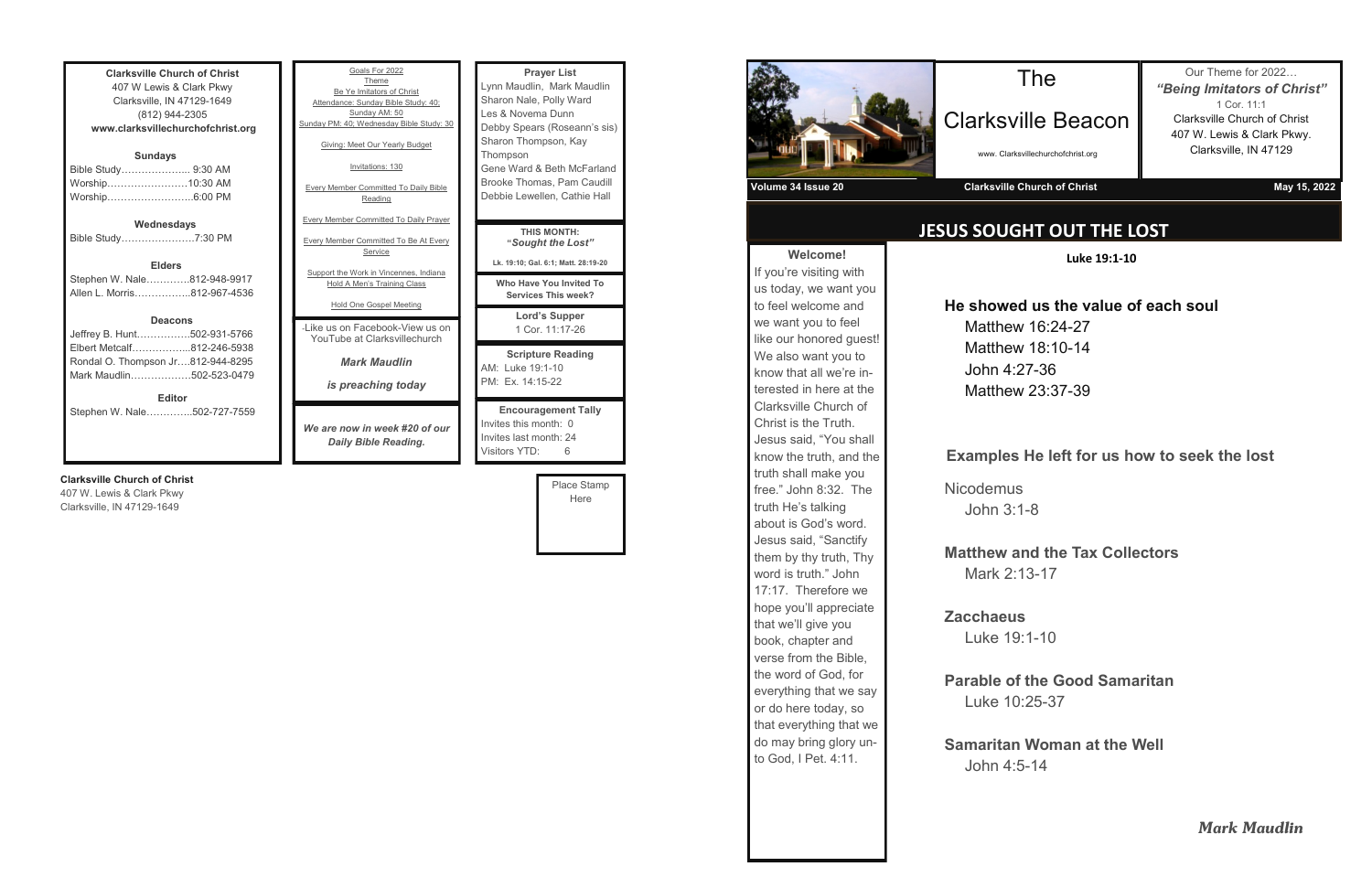**Clarksville Church of Christ**
407 W Lewis & Clark Pkwy
Clarksville, IN 47129-1649
(812) 944-2305
**www.clarksvillechurchofchrist.org**

**Sundays**
Bible Study………………... 9:30 AM
Worship……………………10:30 AM
Worship……………………..6:00 PM

**Wednesdays**
Bible Study…………………7:30 PM

**Elders**
Stephen W. Nale………….812-948-9917
Allen L. Morris……………..812-967-4536

**Deacons**
Jeffrey B. Hunt…………….502-931-5766
Elbert Metcalf……………...812-246-5938
Rondal O. Thompson Jr….812-944-8295
Mark Maudlin……………..502-523-0479

**Editor**
Stephen W. Nale…………..502-727-7559

Goals For 2022
Theme
Be Ye Imitators of Christ
Attendance: Sunday Bible Study: 40; Sunday AM: 50
Sunday PM: 40; Wednesday Bible Study: 30

Giving: Meet Our Yearly Budget

Invitations: 130

Every Member Committed To Daily Bible Reading

Every Member Committed To Daily Prayer

Every Member Committed To Be At Every Service

Support the Work in Vincennes, Indiana
Hold A Men's Training Class

Hold One Gospel Meeting

-Like us on Facebook-View us on YouTube at Clarksvillechurch

***Mark Maudlin***

***is preaching today***

***We are now in week #20 of our Daily Bible Reading.***

**Prayer List**
Lynn Maudlin, Mark Maudlin
Sharon Nale, Polly Ward
Les & Novema Dunn
Debby Spears (Roseann's sis)
Sharon Thompson, Kay Thompson
Gene Ward & Beth McFarland
Brooke Thomas, Pam Caudill
Debbie Lewellen, Cathie Hall

**THIS MONTH:**
**"*Sought the Lost"***
**Lk. 19:10; Gal. 6:1; Matt. 28:19-20**

**Who Have You Invited To Services This week?**

**Lord's Supper**
1 Cor. 11:17-26

**Scripture Reading**
AM: Luke 19:1-10
PM: Ex. 14:15-22

**Encouragement Tally**
Invites this month: 0
Invites last month: 24
Visitors YTD: 6

**Clarksville Church of Christ**
407 W. Lewis & Clark Pkwy
Clarksville, IN 47129-1649

Place Stamp Here

# The Clarksville Beacon

www. Clarksvillechurchofchrist.org

Our Theme for 2022…
***"Being Imitators of Christ"***
1 Cor. 11:1
Clarksville Church of Christ
407 W. Lewis & Clark Pkwy.
Clarksville, IN 47129

**Volume 34 Issue 20** | **Clarksville Church of Christ** | **May 15, 2022**

**Welcome!**
If you're visiting with us today, we want you to feel welcome and we want you to feel like our honored guest! We also want you to know that all we're interested in here at the Clarksville Church of Christ is the Truth. Jesus said, "You shall know the truth, and the truth shall make you free." John 8:32. The truth He's talking about is God's word. Jesus said, "Sanctify them by thy truth, Thy word is truth." John 17:17. Therefore we hope you'll appreciate that we'll give you book, chapter and verse from the Bible, the word of God, for everything that we say or do here today, so that everything that we do may bring glory unto God, I Pet. 4:11.

## JESUS SOUGHT OUT THE LOST

**Luke 19:1-10**

**He showed us the value of each soul**
- Matthew 16:24-27
- Matthew 18:10-14
- John 4:27-36
- Matthew 23:37-39

**Examples He left for us how to seek the lost**

Nicodemus
- John 3:1-8

**Matthew and the Tax Collectors**
- Mark 2:13-17

**Zacchaeus**
- Luke 19:1-10

**Parable of the Good Samaritan**
- Luke 10:25-37

**Samaritan Woman at the Well**
- John 4:5-14

***Mark Maudlin***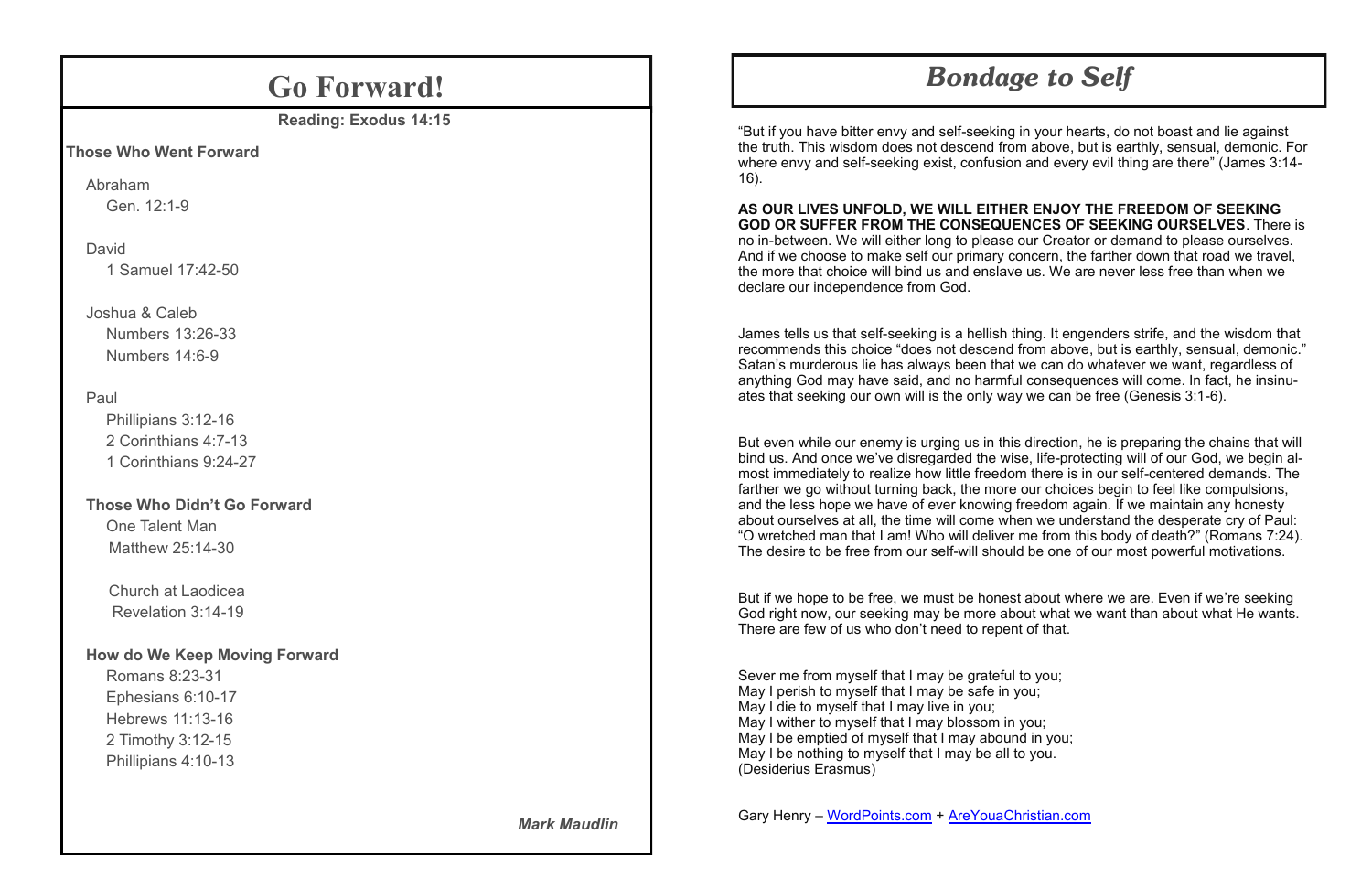# Go Forward!

**Reading: Exodus 14:15**

**Those Who Went Forward**

Abraham
Gen. 12:1-9

David
1 Samuel 17:42-50

Joshua & Caleb
Numbers 13:26-33
Numbers 14:6-9

Paul
Phillipians 3:12-16
2 Corinthians 4:7-13
1 Corinthians 9:24-27

**Those Who Didn't Go Forward**

One Talent Man
Matthew 25:14-30

Church at Laodicea
Revelation 3:14-19

**How do We Keep Moving Forward**

Romans 8:23-31
Ephesians 6:10-17
Hebrews 11:13-16
2 Timothy 3:12-15
Phillipians 4:10-13

***Mark Maudlin***

# *Bondage to Self*

"But if you have bitter envy and self-seeking in your hearts, do not boast and lie against the truth. This wisdom does not descend from above, but is earthly, sensual, demonic. For where envy and self-seeking exist, confusion and every evil thing are there" (James 3:14-16).

**AS OUR LIVES UNFOLD, WE WILL EITHER ENJOY THE FREEDOM OF SEEKING GOD OR SUFFER FROM THE CONSEQUENCES OF SEEKING OURSELVES**. There is no in-between. We will either long to please our Creator or demand to please ourselves. And if we choose to make self our primary concern, the farther down that road we travel, the more that choice will bind us and enslave us. We are never less free than when we declare our independence from God.

James tells us that self-seeking is a hellish thing. It engenders strife, and the wisdom that recommends this choice "does not descend from above, but is earthly, sensual, demonic." Satan's murderous lie has always been that we can do whatever we want, regardless of anything God may have said, and no harmful consequences will come. In fact, he insinuates that seeking our own will is the only way we can be free (Genesis 3:1-6).

But even while our enemy is urging us in this direction, he is preparing the chains that will bind us. And once we've disregarded the wise, life-protecting will of our God, we begin almost immediately to realize how little freedom there is in our self-centered demands. The farther we go without turning back, the more our choices begin to feel like compulsions, and the less hope we have of ever knowing freedom again. If we maintain any honesty about ourselves at all, the time will come when we understand the desperate cry of Paul: "O wretched man that I am! Who will deliver me from this body of death?" (Romans 7:24). The desire to be free from our self-will should be one of our most powerful motivations.

But if we hope to be free, we must be honest about where we are. Even if we're seeking God right now, our seeking may be more about what we want than about what He wants. There are few of us who don't need to repent of that.

Sever me from myself that I may be grateful to you;
May I perish to myself that I may be safe in you;
May I die to myself that I may live in you;
May I wither to myself that I may blossom in you;
May I be emptied of myself that I may abound in you;
May I be nothing to myself that I may be all to you.
(Desiderius Erasmus)

Gary Henry – WordPoints.com + AreYouaChristian.com